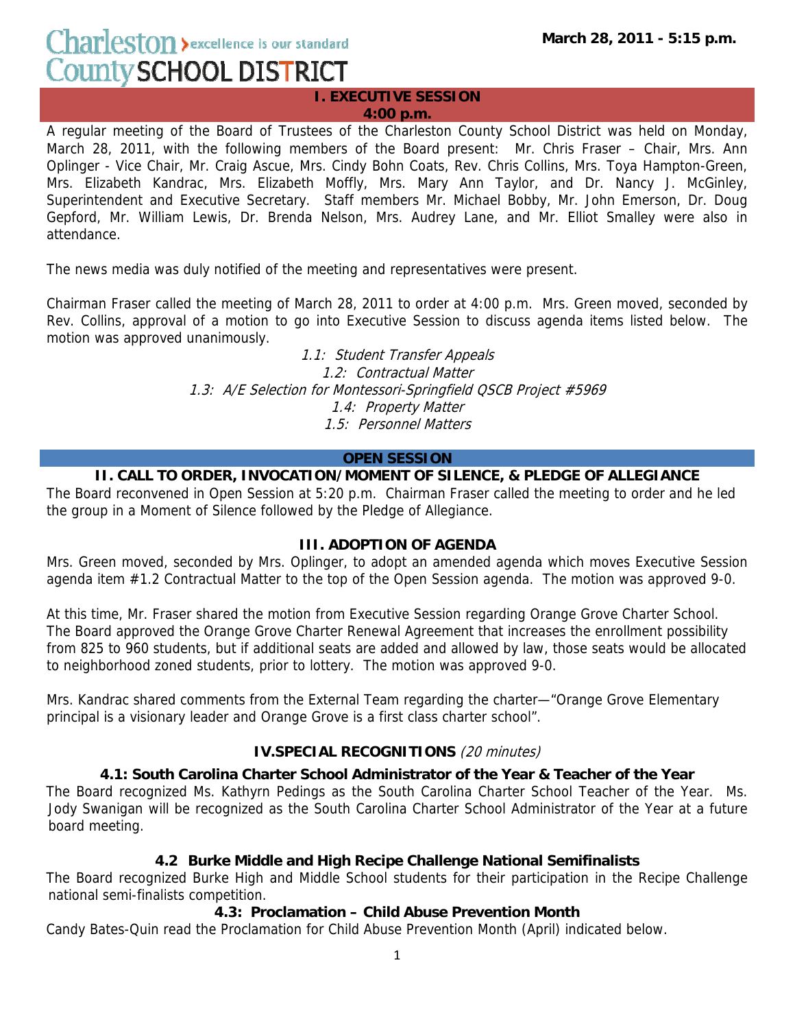# Charleston County SCHOOL DISTRICT

excellence is our standard

**March 28, 2011 - 5:15 p.m.**

## I. EXECUTIVE SESSION
**4:00 p.m.**

A regular meeting of the Board of Trustees of the Charleston County School District was held on Monday, March 28, 2011, with the following members of the Board present: Mr. Chris Fraser – Chair, Mrs. Ann Oplinger - Vice Chair, Mr. Craig Ascue, Mrs. Cindy Bohn Coats, Rev. Chris Collins, Mrs. Toya Hampton-Green, Mrs. Elizabeth Kandrac, Mrs. Elizabeth Moffly, Mrs. Mary Ann Taylor, and Dr. Nancy J. McGinley, Superintendent and Executive Secretary. Staff members Mr. Michael Bobby, Mr. John Emerson, Dr. Doug Gepford, Mr. William Lewis, Dr. Brenda Nelson, Mrs. Audrey Lane, and Mr. Elliot Smalley were also in attendance.

The news media was duly notified of the meeting and representatives were present.

Chairman Fraser called the meeting of March 28, 2011 to order at 4:00 p.m. Mrs. Green moved, seconded by Rev. Collins, approval of a motion to go into Executive Session to discuss agenda items listed below. The motion was approved unanimously.

*1.1: Student Transfer Appeals*
*1.2: Contractual Matter*
*1.3: A/E Selection for Montessori-Springfield QSCB Project #5969*
*1.4: Property Matter*
*1.5: Personnel Matters*

## OPEN SESSION

### II. CALL TO ORDER, INVOCATION/MOMENT OF SILENCE, & PLEDGE OF ALLEGIANCE

The Board reconvened in Open Session at 5:20 p.m. Chairman Fraser called the meeting to order and he led the group in a Moment of Silence followed by the Pledge of Allegiance.

### III. ADOPTION OF AGENDA

Mrs. Green moved, seconded by Mrs. Oplinger, to adopt an amended agenda which moves Executive Session agenda item #1.2 Contractual Matter to the top of the Open Session agenda. The motion was approved 9-0.

At this time, Mr. Fraser shared the motion from Executive Session regarding Orange Grove Charter School. The Board approved the Orange Grove Charter Renewal Agreement that increases the enrollment possibility from 825 to 960 students, but if additional seats are added and allowed by law, those seats would be allocated to neighborhood zoned students, prior to lottery. The motion was approved 9-0.

Mrs. Kandrac shared comments from the External Team regarding the charter—"Orange Grove Elementary principal is a visionary leader and Orange Grove is a first class charter school".

### IV.SPECIAL RECOGNITIONS *(20 minutes)*

#### 4.1: South Carolina Charter School Administrator of the Year & Teacher of the Year

The Board recognized Ms. Kathyrn Pedings as the South Carolina Charter School Teacher of the Year. Ms. Jody Swanigan will be recognized as the South Carolina Charter School Administrator of the Year at a future board meeting.

#### 4.2 Burke Middle and High Recipe Challenge National Semifinalists

The Board recognized Burke High and Middle School students for their participation in the Recipe Challenge national semi-finalists competition.

#### 4.3: Proclamation – Child Abuse Prevention Month

Candy Bates-Quin read the Proclamation for Child Abuse Prevention Month (April) indicated below.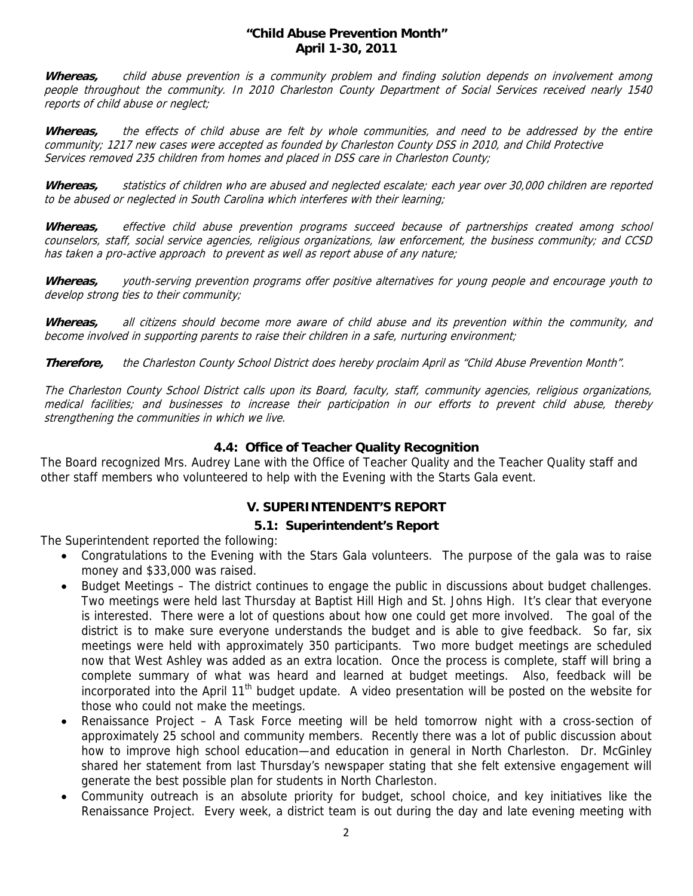**"Child Abuse Prevention Month"**
**April 1-30, 2011**

***Whereas,*** *child abuse prevention is a community problem and finding solution depends on involvement among people throughout the community. In 2010 Charleston County Department of Social Services received nearly 1540 reports of child abuse or neglect;*

***Whereas,*** *the effects of child abuse are felt by whole communities, and need to be addressed by the entire community; 1217 new cases were accepted as founded by Charleston County DSS in 2010, and Child Protective Services removed 235 children from homes and placed in DSS care in Charleston County;*

***Whereas,*** *statistics of children who are abused and neglected escalate; each year over 30,000 children are reported to be abused or neglected in South Carolina which interferes with their learning;*

***Whereas,*** *effective child abuse prevention programs succeed because of partnerships created among school counselors, staff, social service agencies, religious organizations, law enforcement, the business community; and CCSD has taken a pro-active approach to prevent as well as report abuse of any nature;*

***Whereas,*** *youth-serving prevention programs offer positive alternatives for young people and encourage youth to develop strong ties to their community;*

***Whereas,*** *all citizens should become more aware of child abuse and its prevention within the community, and become involved in supporting parents to raise their children in a safe, nurturing environment;*

***Therefore,*** *the Charleston County School District does hereby proclaim April as "Child Abuse Prevention Month".*

*The Charleston County School District calls upon its Board, faculty, staff, community agencies, religious organizations, medical facilities; and businesses to increase their participation in our efforts to prevent child abuse, thereby strengthening the communities in which we live.*

### 4.4: Office of Teacher Quality Recognition

The Board recognized Mrs. Audrey Lane with the Office of Teacher Quality and the Teacher Quality staff and other staff members who volunteered to help with the Evening with the Starts Gala event.

## V. SUPERINTENDENT'S REPORT

### 5.1: Superintendent's Report

The Superintendent reported the following:

- Congratulations to the Evening with the Stars Gala volunteers. The purpose of the gala was to raise money and $33,000 was raised.
- Budget Meetings – The district continues to engage the public in discussions about budget challenges. Two meetings were held last Thursday at Baptist Hill High and St. Johns High. It's clear that everyone is interested. There were a lot of questions about how one could get more involved. The goal of the district is to make sure everyone understands the budget and is able to give feedback. So far, six meetings were held with approximately 350 participants. Two more budget meetings are scheduled now that West Ashley was added as an extra location. Once the process is complete, staff will bring a complete summary of what was heard and learned at budget meetings. Also, feedback will be incorporated into the April 11th budget update. A video presentation will be posted on the website for those who could not make the meetings.
- Renaissance Project – A Task Force meeting will be held tomorrow night with a cross-section of approximately 25 school and community members. Recently there was a lot of public discussion about how to improve high school education—and education in general in North Charleston. Dr. McGinley shared her statement from last Thursday's newspaper stating that she felt extensive engagement will generate the best possible plan for students in North Charleston.
- Community outreach is an absolute priority for budget, school choice, and key initiatives like the Renaissance Project. Every week, a district team is out during the day and late evening meeting with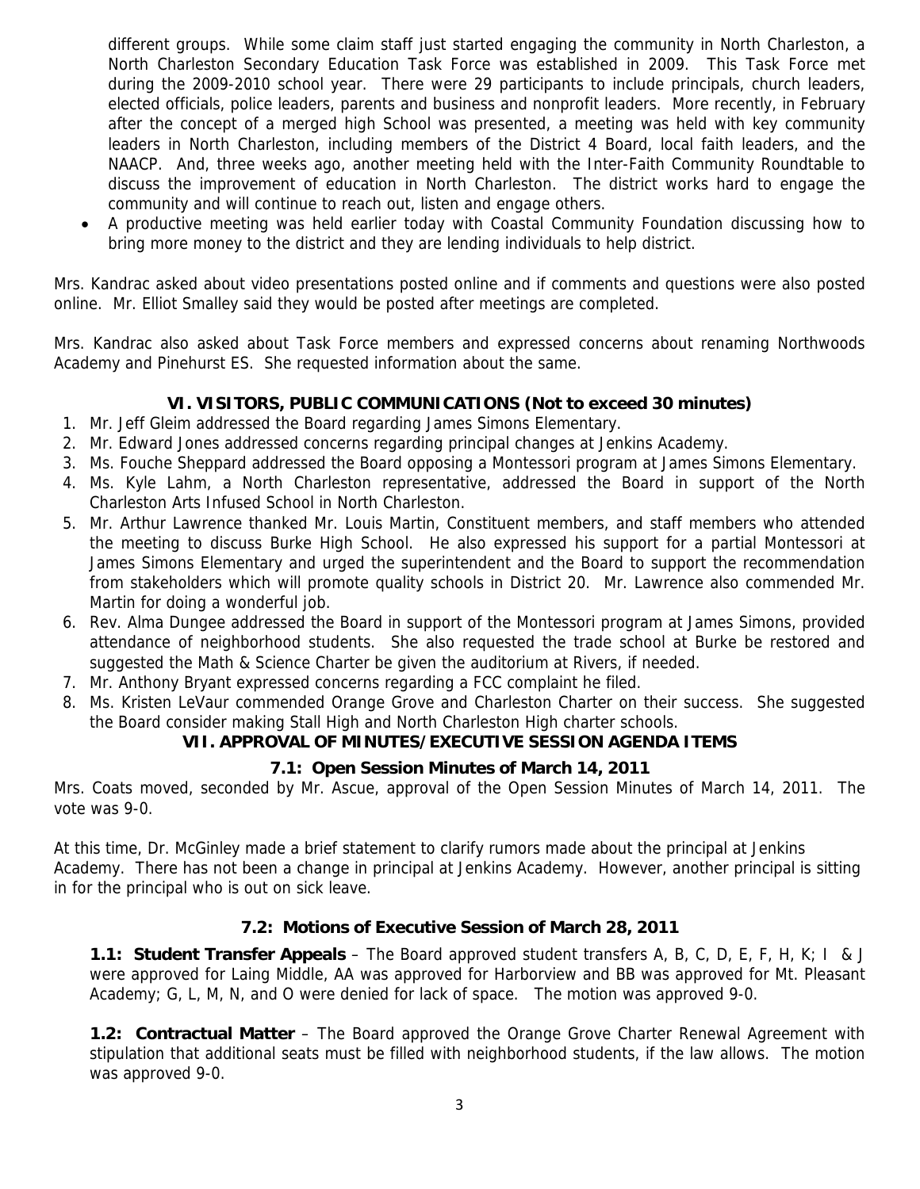different groups. While some claim staff just started engaging the community in North Charleston, a North Charleston Secondary Education Task Force was established in 2009. This Task Force met during the 2009-2010 school year. There were 29 participants to include principals, church leaders, elected officials, police leaders, parents and business and nonprofit leaders. More recently, in February after the concept of a merged high School was presented, a meeting was held with key community leaders in North Charleston, including members of the District 4 Board, local faith leaders, and the NAACP. And, three weeks ago, another meeting held with the Inter-Faith Community Roundtable to discuss the improvement of education in North Charleston. The district works hard to engage the community and will continue to reach out, listen and engage others.

- A productive meeting was held earlier today with Coastal Community Foundation discussing how to bring more money to the district and they are lending individuals to help district.

Mrs. Kandrac asked about video presentations posted online and if comments and questions were also posted online. Mr. Elliot Smalley said they would be posted after meetings are completed.

Mrs. Kandrac also asked about Task Force members and expressed concerns about renaming Northwoods Academy and Pinehurst ES. She requested information about the same.

## VI. VISITORS, PUBLIC COMMUNICATIONS (Not to exceed 30 minutes)

1. Mr. Jeff Gleim addressed the Board regarding James Simons Elementary.
2. Mr. Edward Jones addressed concerns regarding principal changes at Jenkins Academy.
3. Ms. Fouche Sheppard addressed the Board opposing a Montessori program at James Simons Elementary.
4. Ms. Kyle Lahm, a North Charleston representative, addressed the Board in support of the North Charleston Arts Infused School in North Charleston.
5. Mr. Arthur Lawrence thanked Mr. Louis Martin, Constituent members, and staff members who attended the meeting to discuss Burke High School. He also expressed his support for a partial Montessori at James Simons Elementary and urged the superintendent and the Board to support the recommendation from stakeholders which will promote quality schools in District 20. Mr. Lawrence also commended Mr. Martin for doing a wonderful job.
6. Rev. Alma Dungee addressed the Board in support of the Montessori program at James Simons, provided attendance of neighborhood students. She also requested the trade school at Burke be restored and suggested the Math & Science Charter be given the auditorium at Rivers, if needed.
7. Mr. Anthony Bryant expressed concerns regarding a FCC complaint he filed.
8. Ms. Kristen LeVaur commended Orange Grove and Charleston Charter on their success. She suggested the Board consider making Stall High and North Charleston High charter schools.

## VII. APPROVAL OF MINUTES/EXECUTIVE SESSION AGENDA ITEMS

### 7.1: Open Session Minutes of March 14, 2011

Mrs. Coats moved, seconded by Mr. Ascue, approval of the Open Session Minutes of March 14, 2011. The vote was 9-0.

At this time, Dr. McGinley made a brief statement to clarify rumors made about the principal at Jenkins Academy. There has not been a change in principal at Jenkins Academy. However, another principal is sitting in for the principal who is out on sick leave.

### 7.2: Motions of Executive Session of March 28, 2011

**1.1: Student Transfer Appeals** – The Board approved student transfers A, B, C, D, E, F, H, K; I & J were approved for Laing Middle, AA was approved for Harborview and BB was approved for Mt. Pleasant Academy; G, L, M, N, and O were denied for lack of space. The motion was approved 9-0.

**1.2: Contractual Matter** – The Board approved the Orange Grove Charter Renewal Agreement with stipulation that additional seats must be filled with neighborhood students, if the law allows. The motion was approved 9-0.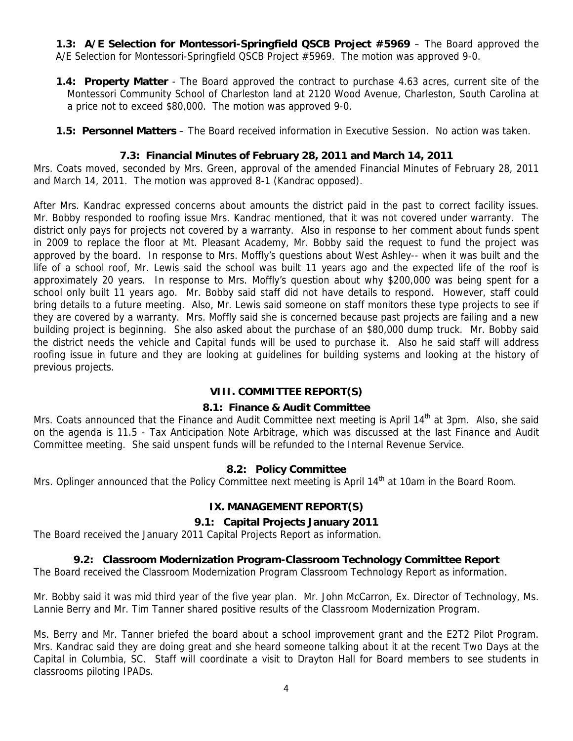**1.3: A/E Selection for Montessori-Springfield QSCB Project #5969** – The Board approved the A/E Selection for Montessori-Springfield QSCB Project #5969. The motion was approved 9-0.

**1.4: Property Matter** - The Board approved the contract to purchase 4.63 acres, current site of the Montessori Community School of Charleston land at 2120 Wood Avenue, Charleston, South Carolina at a price not to exceed $80,000. The motion was approved 9-0.

**1.5: Personnel Matters** – The Board received information in Executive Session. No action was taken.

### 7.3: Financial Minutes of February 28, 2011 and March 14, 2011

Mrs. Coats moved, seconded by Mrs. Green, approval of the amended Financial Minutes of February 28, 2011 and March 14, 2011. The motion was approved 8-1 (Kandrac opposed).

After Mrs. Kandrac expressed concerns about amounts the district paid in the past to correct facility issues. Mr. Bobby responded to roofing issue Mrs. Kandrac mentioned, that it was not covered under warranty. The district only pays for projects not covered by a warranty. Also in response to her comment about funds spent in 2009 to replace the floor at Mt. Pleasant Academy, Mr. Bobby said the request to fund the project was approved by the board. In response to Mrs. Moffly's questions about West Ashley-- when it was built and the life of a school roof, Mr. Lewis said the school was built 11 years ago and the expected life of the roof is approximately 20 years. In response to Mrs. Moffly's question about why $200,000 was being spent for a school only built 11 years ago. Mr. Bobby said staff did not have details to respond. However, staff could bring details to a future meeting. Also, Mr. Lewis said someone on staff monitors these type projects to see if they are covered by a warranty. Mrs. Moffly said she is concerned because past projects are failing and a new building project is beginning. She also asked about the purchase of an $80,000 dump truck. Mr. Bobby said the district needs the vehicle and Capital funds will be used to purchase it. Also he said staff will address roofing issue in future and they are looking at guidelines for building systems and looking at the history of previous projects.

## VIII. COMMITTEE REPORT(S)

### 8.1: Finance & Audit Committee

Mrs. Coats announced that the Finance and Audit Committee next meeting is April 14th at 3pm. Also, she said on the agenda is 11.5 - Tax Anticipation Note Arbitrage, which was discussed at the last Finance and Audit Committee meeting. She said unspent funds will be refunded to the Internal Revenue Service.

### 8.2: Policy Committee

Mrs. Oplinger announced that the Policy Committee next meeting is April 14th at 10am in the Board Room.

## IX. MANAGEMENT REPORT(S)

### 9.1: Capital Projects January 2011

The Board received the January 2011 Capital Projects Report as information.

### 9.2: Classroom Modernization Program-Classroom Technology Committee Report

The Board received the Classroom Modernization Program Classroom Technology Report as information.

Mr. Bobby said it was mid third year of the five year plan. Mr. John McCarron, Ex. Director of Technology, Ms. Lannie Berry and Mr. Tim Tanner shared positive results of the Classroom Modernization Program.

Ms. Berry and Mr. Tanner briefed the board about a school improvement grant and the E2T2 Pilot Program. Mrs. Kandrac said they are doing great and she heard someone talking about it at the recent Two Days at the Capital in Columbia, SC. Staff will coordinate a visit to Drayton Hall for Board members to see students in classrooms piloting IPADs.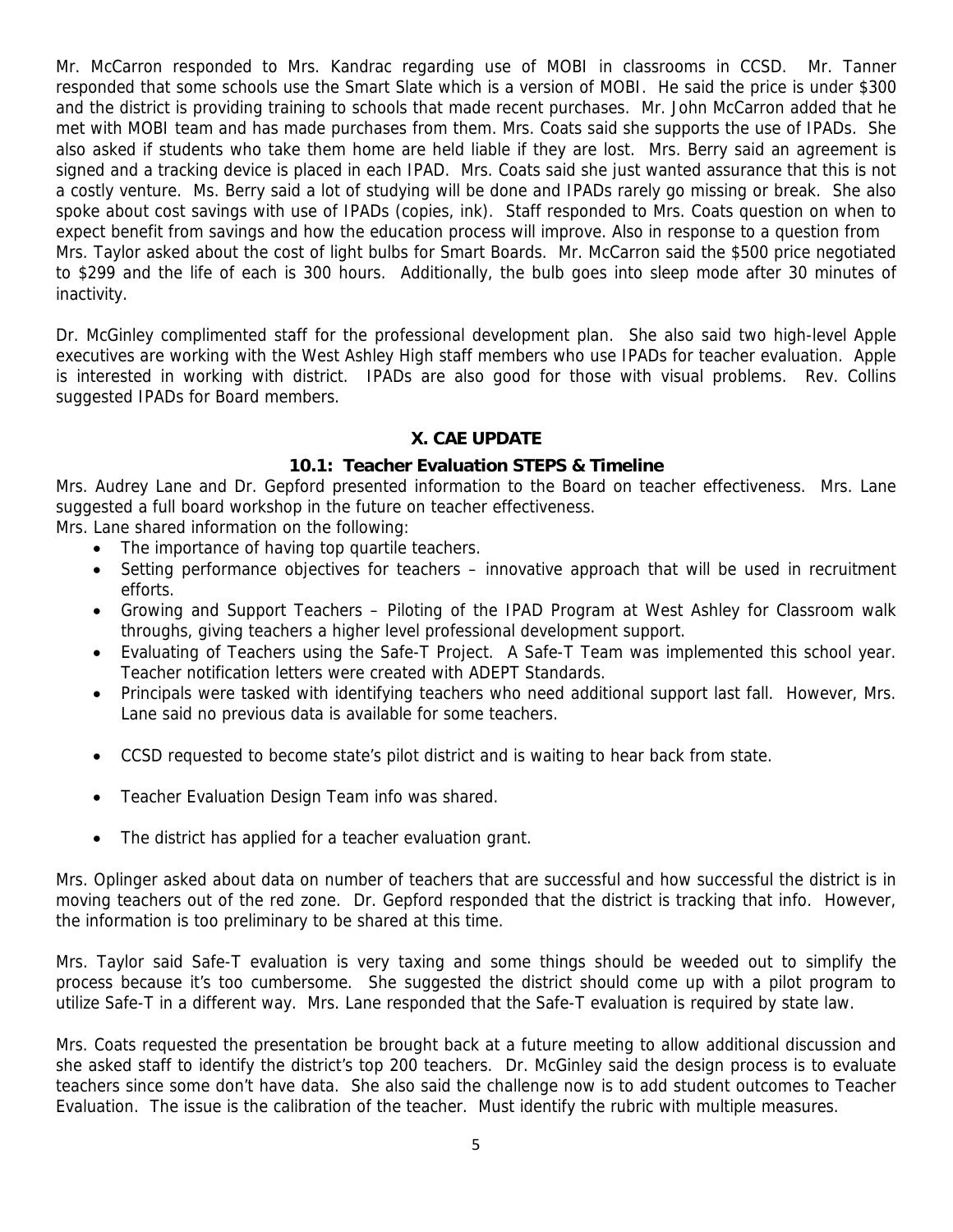Mr. McCarron responded to Mrs. Kandrac regarding use of MOBI in classrooms in CCSD. Mr. Tanner responded that some schools use the Smart Slate which is a version of MOBI. He said the price is under $300 and the district is providing training to schools that made recent purchases. Mr. John McCarron added that he met with MOBI team and has made purchases from them. Mrs. Coats said she supports the use of IPADs. She also asked if students who take them home are held liable if they are lost. Mrs. Berry said an agreement is signed and a tracking device is placed in each IPAD. Mrs. Coats said she just wanted assurance that this is not a costly venture. Ms. Berry said a lot of studying will be done and IPADs rarely go missing or break. She also spoke about cost savings with use of IPADs (copies, ink). Staff responded to Mrs. Coats question on when to expect benefit from savings and how the education process will improve. Also in response to a question from Mrs. Taylor asked about the cost of light bulbs for Smart Boards. Mr. McCarron said the $500 price negotiated to $299 and the life of each is 300 hours. Additionally, the bulb goes into sleep mode after 30 minutes of inactivity.

Dr. McGinley complimented staff for the professional development plan. She also said two high-level Apple executives are working with the West Ashley High staff members who use IPADs for teacher evaluation. Apple is interested in working with district. IPADs are also good for those with visual problems. Rev. Collins suggested IPADs for Board members.

## X. CAE UPDATE

### 10.1: Teacher Evaluation STEPS & Timeline

Mrs. Audrey Lane and Dr. Gepford presented information to the Board on teacher effectiveness. Mrs. Lane suggested a full board workshop in the future on teacher effectiveness.

Mrs. Lane shared information on the following:

- The importance of having top quartile teachers.
- Setting performance objectives for teachers – innovative approach that will be used in recruitment efforts.
- Growing and Support Teachers – Piloting of the IPAD Program at West Ashley for Classroom walk throughs, giving teachers a higher level professional development support.
- Evaluating of Teachers using the Safe-T Project. A Safe-T Team was implemented this school year. Teacher notification letters were created with ADEPT Standards.
- Principals were tasked with identifying teachers who need additional support last fall. However, Mrs. Lane said no previous data is available for some teachers.
- CCSD requested to become state's pilot district and is waiting to hear back from state.
- Teacher Evaluation Design Team info was shared.
- The district has applied for a teacher evaluation grant.

Mrs. Oplinger asked about data on number of teachers that are successful and how successful the district is in moving teachers out of the red zone. Dr. Gepford responded that the district is tracking that info. However, the information is too preliminary to be shared at this time.

Mrs. Taylor said Safe-T evaluation is very taxing and some things should be weeded out to simplify the process because it's too cumbersome. She suggested the district should come up with a pilot program to utilize Safe-T in a different way. Mrs. Lane responded that the Safe-T evaluation is required by state law.

Mrs. Coats requested the presentation be brought back at a future meeting to allow additional discussion and she asked staff to identify the district's top 200 teachers. Dr. McGinley said the design process is to evaluate teachers since some don't have data. She also said the challenge now is to add student outcomes to Teacher Evaluation. The issue is the calibration of the teacher. Must identify the rubric with multiple measures.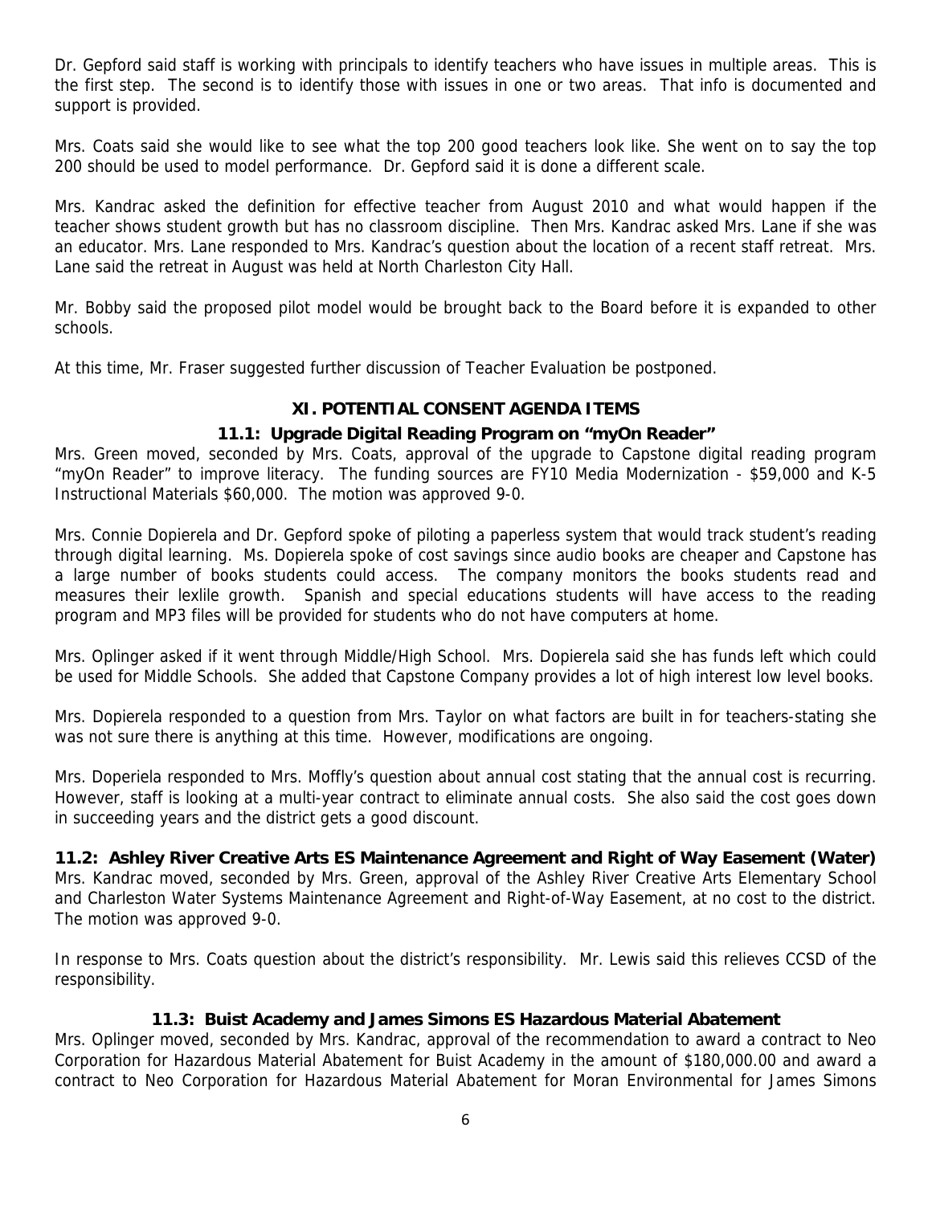Dr. Gepford said staff is working with principals to identify teachers who have issues in multiple areas. This is the first step. The second is to identify those with issues in one or two areas. That info is documented and support is provided.

Mrs. Coats said she would like to see what the top 200 good teachers look like. She went on to say the top 200 should be used to model performance. Dr. Gepford said it is done a different scale.

Mrs. Kandrac asked the definition for effective teacher from August 2010 and what would happen if the teacher shows student growth but has no classroom discipline. Then Mrs. Kandrac asked Mrs. Lane if she was an educator. Mrs. Lane responded to Mrs. Kandrac's question about the location of a recent staff retreat. Mrs. Lane said the retreat in August was held at North Charleston City Hall.

Mr. Bobby said the proposed pilot model would be brought back to the Board before it is expanded to other schools.

At this time, Mr. Fraser suggested further discussion of Teacher Evaluation be postponed.

## XI. POTENTIAL CONSENT AGENDA ITEMS

### 11.1: Upgrade Digital Reading Program on "myOn Reader"

Mrs. Green moved, seconded by Mrs. Coats, approval of the upgrade to Capstone digital reading program "myOn Reader" to improve literacy. The funding sources are FY10 Media Modernization - $59,000 and K-5 Instructional Materials $60,000. The motion was approved 9-0.

Mrs. Connie Dopierela and Dr. Gepford spoke of piloting a paperless system that would track student's reading through digital learning. Ms. Dopierela spoke of cost savings since audio books are cheaper and Capstone has a large number of books students could access. The company monitors the books students read and measures their lexlile growth. Spanish and special educations students will have access to the reading program and MP3 files will be provided for students who do not have computers at home.

Mrs. Oplinger asked if it went through Middle/High School. Mrs. Dopierela said she has funds left which could be used for Middle Schools. She added that Capstone Company provides a lot of high interest low level books.

Mrs. Dopierela responded to a question from Mrs. Taylor on what factors are built in for teachers-stating she was not sure there is anything at this time. However, modifications are ongoing.

Mrs. Doperiela responded to Mrs. Moffly's question about annual cost stating that the annual cost is recurring. However, staff is looking at a multi-year contract to eliminate annual costs. She also said the cost goes down in succeeding years and the district gets a good discount.

**11.2: Ashley River Creative Arts ES Maintenance Agreement and Right of Way Easement (Water)**
Mrs. Kandrac moved, seconded by Mrs. Green, approval of the Ashley River Creative Arts Elementary School and Charleston Water Systems Maintenance Agreement and Right-of-Way Easement, at no cost to the district. The motion was approved 9-0.

In response to Mrs. Coats question about the district's responsibility. Mr. Lewis said this relieves CCSD of the responsibility.

### 11.3: Buist Academy and James Simons ES Hazardous Material Abatement

Mrs. Oplinger moved, seconded by Mrs. Kandrac, approval of the recommendation to award a contract to Neo Corporation for Hazardous Material Abatement for Buist Academy in the amount of $180,000.00 and award a contract to Neo Corporation for Hazardous Material Abatement for Moran Environmental for James Simons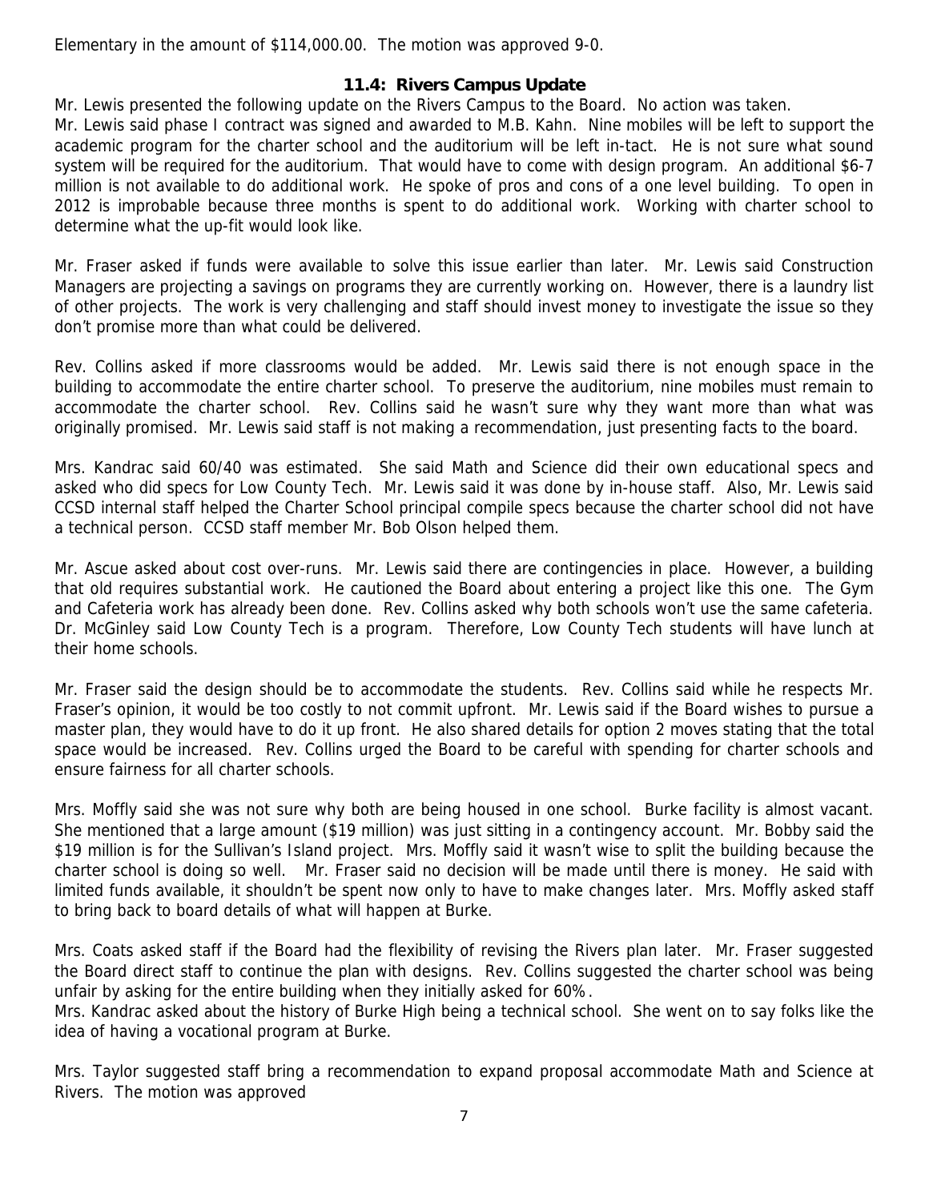Elementary in the amount of $114,000.00. The motion was approved 9-0.

### 11.4: Rivers Campus Update

Mr. Lewis presented the following update on the Rivers Campus to the Board. No action was taken.
Mr. Lewis said phase I contract was signed and awarded to M.B. Kahn. Nine mobiles will be left to support the academic program for the charter school and the auditorium will be left in-tact. He is not sure what sound system will be required for the auditorium. That would have to come with design program. An additional $6-7 million is not available to do additional work. He spoke of pros and cons of a one level building. To open in 2012 is improbable because three months is spent to do additional work. Working with charter school to determine what the up-fit would look like.

Mr. Fraser asked if funds were available to solve this issue earlier than later. Mr. Lewis said Construction Managers are projecting a savings on programs they are currently working on. However, there is a laundry list of other projects. The work is very challenging and staff should invest money to investigate the issue so they don't promise more than what could be delivered.

Rev. Collins asked if more classrooms would be added. Mr. Lewis said there is not enough space in the building to accommodate the entire charter school. To preserve the auditorium, nine mobiles must remain to accommodate the charter school. Rev. Collins said he wasn't sure why they want more than what was originally promised. Mr. Lewis said staff is not making a recommendation, just presenting facts to the board.

Mrs. Kandrac said 60/40 was estimated. She said Math and Science did their own educational specs and asked who did specs for Low County Tech. Mr. Lewis said it was done by in-house staff. Also, Mr. Lewis said CCSD internal staff helped the Charter School principal compile specs because the charter school did not have a technical person. CCSD staff member Mr. Bob Olson helped them.

Mr. Ascue asked about cost over-runs. Mr. Lewis said there are contingencies in place. However, a building that old requires substantial work. He cautioned the Board about entering a project like this one. The Gym and Cafeteria work has already been done. Rev. Collins asked why both schools won't use the same cafeteria. Dr. McGinley said Low County Tech is a program. Therefore, Low County Tech students will have lunch at their home schools.

Mr. Fraser said the design should be to accommodate the students. Rev. Collins said while he respects Mr. Fraser's opinion, it would be too costly to not commit upfront. Mr. Lewis said if the Board wishes to pursue a master plan, they would have to do it up front. He also shared details for option 2 moves stating that the total space would be increased. Rev. Collins urged the Board to be careful with spending for charter schools and ensure fairness for all charter schools.

Mrs. Moffly said she was not sure why both are being housed in one school. Burke facility is almost vacant. She mentioned that a large amount ($19 million) was just sitting in a contingency account. Mr. Bobby said the $19 million is for the Sullivan's Island project. Mrs. Moffly said it wasn't wise to split the building because the charter school is doing so well. Mr. Fraser said no decision will be made until there is money. He said with limited funds available, it shouldn't be spent now only to have to make changes later. Mrs. Moffly asked staff to bring back to board details of what will happen at Burke.

Mrs. Coats asked staff if the Board had the flexibility of revising the Rivers plan later. Mr. Fraser suggested the Board direct staff to continue the plan with designs. Rev. Collins suggested the charter school was being unfair by asking for the entire building when they initially asked for 60%.
Mrs. Kandrac asked about the history of Burke High being a technical school. She went on to say folks like the idea of having a vocational program at Burke.

Mrs. Taylor suggested staff bring a recommendation to expand proposal accommodate Math and Science at Rivers. The motion was approved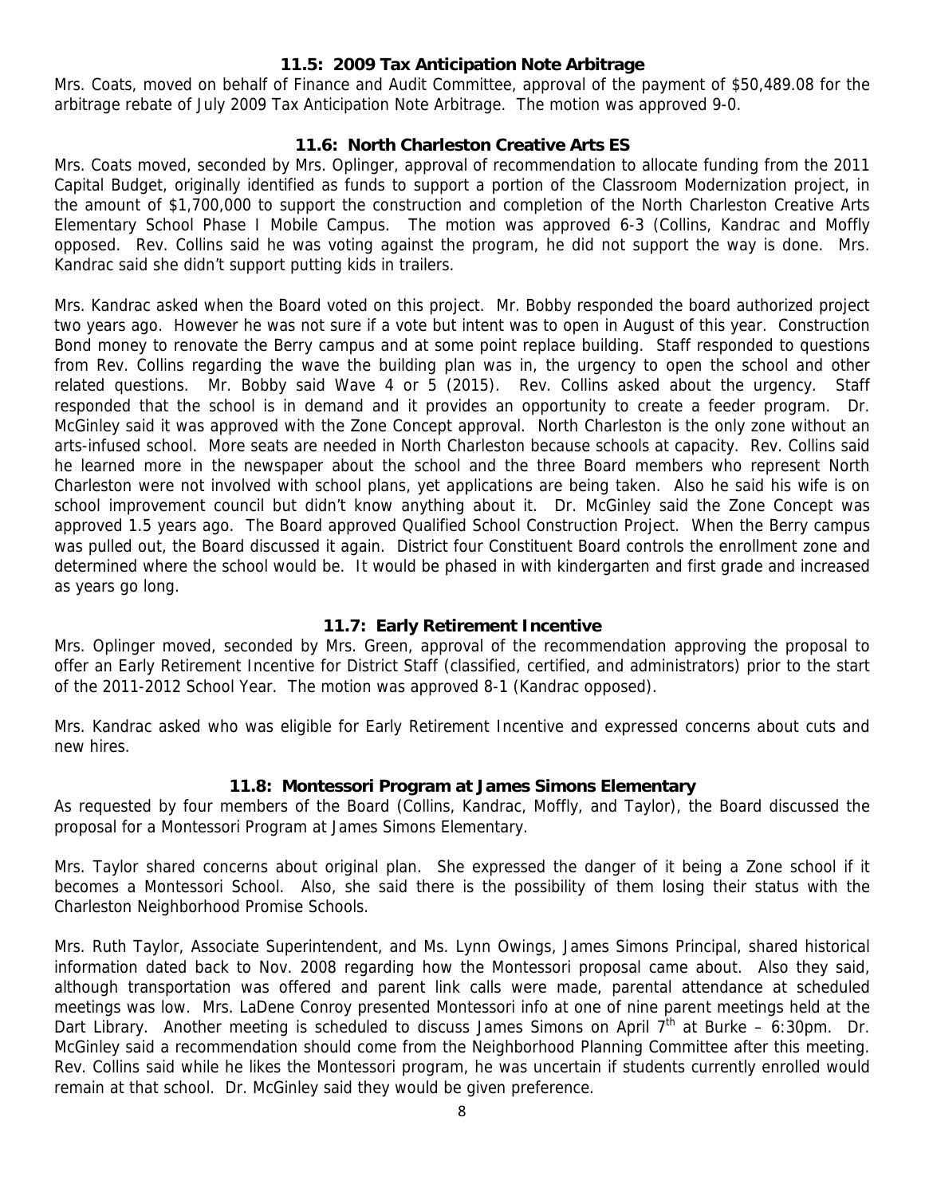### 11.5: 2009 Tax Anticipation Note Arbitrage

Mrs. Coats, moved on behalf of Finance and Audit Committee, approval of the payment of $50,489.08 for the arbitrage rebate of July 2009 Tax Anticipation Note Arbitrage. The motion was approved 9-0.

### 11.6: North Charleston Creative Arts ES

Mrs. Coats moved, seconded by Mrs. Oplinger, approval of recommendation to allocate funding from the 2011 Capital Budget, originally identified as funds to support a portion of the Classroom Modernization project, in the amount of $1,700,000 to support the construction and completion of the North Charleston Creative Arts Elementary School Phase I Mobile Campus. The motion was approved 6-3 (Collins, Kandrac and Moffly opposed. Rev. Collins said he was voting against the program, he did not support the way is done. Mrs. Kandrac said she didn't support putting kids in trailers.

Mrs. Kandrac asked when the Board voted on this project. Mr. Bobby responded the board authorized project two years ago. However he was not sure if a vote but intent was to open in August of this year. Construction Bond money to renovate the Berry campus and at some point replace building. Staff responded to questions from Rev. Collins regarding the wave the building plan was in, the urgency to open the school and other related questions. Mr. Bobby said Wave 4 or 5 (2015). Rev. Collins asked about the urgency. Staff responded that the school is in demand and it provides an opportunity to create a feeder program. Dr. McGinley said it was approved with the Zone Concept approval. North Charleston is the only zone without an arts-infused school. More seats are needed in North Charleston because schools at capacity. Rev. Collins said he learned more in the newspaper about the school and the three Board members who represent North Charleston were not involved with school plans, yet applications are being taken. Also he said his wife is on school improvement council but didn't know anything about it. Dr. McGinley said the Zone Concept was approved 1.5 years ago. The Board approved Qualified School Construction Project. When the Berry campus was pulled out, the Board discussed it again. District four Constituent Board controls the enrollment zone and determined where the school would be. It would be phased in with kindergarten and first grade and increased as years go long.

### 11.7: Early Retirement Incentive

Mrs. Oplinger moved, seconded by Mrs. Green, approval of the recommendation approving the proposal to offer an Early Retirement Incentive for District Staff (classified, certified, and administrators) prior to the start of the 2011-2012 School Year. The motion was approved 8-1 (Kandrac opposed).

Mrs. Kandrac asked who was eligible for Early Retirement Incentive and expressed concerns about cuts and new hires.

### 11.8: Montessori Program at James Simons Elementary

As requested by four members of the Board (Collins, Kandrac, Moffly, and Taylor), the Board discussed the proposal for a Montessori Program at James Simons Elementary.

Mrs. Taylor shared concerns about original plan. She expressed the danger of it being a Zone school if it becomes a Montessori School. Also, she said there is the possibility of them losing their status with the Charleston Neighborhood Promise Schools.

Mrs. Ruth Taylor, Associate Superintendent, and Ms. Lynn Owings, James Simons Principal, shared historical information dated back to Nov. 2008 regarding how the Montessori proposal came about. Also they said, although transportation was offered and parent link calls were made, parental attendance at scheduled meetings was low. Mrs. LaDene Conroy presented Montessori info at one of nine parent meetings held at the Dart Library. Another meeting is scheduled to discuss James Simons on April 7th at Burke – 6:30pm. Dr. McGinley said a recommendation should come from the Neighborhood Planning Committee after this meeting. Rev. Collins said while he likes the Montessori program, he was uncertain if students currently enrolled would remain at that school. Dr. McGinley said they would be given preference.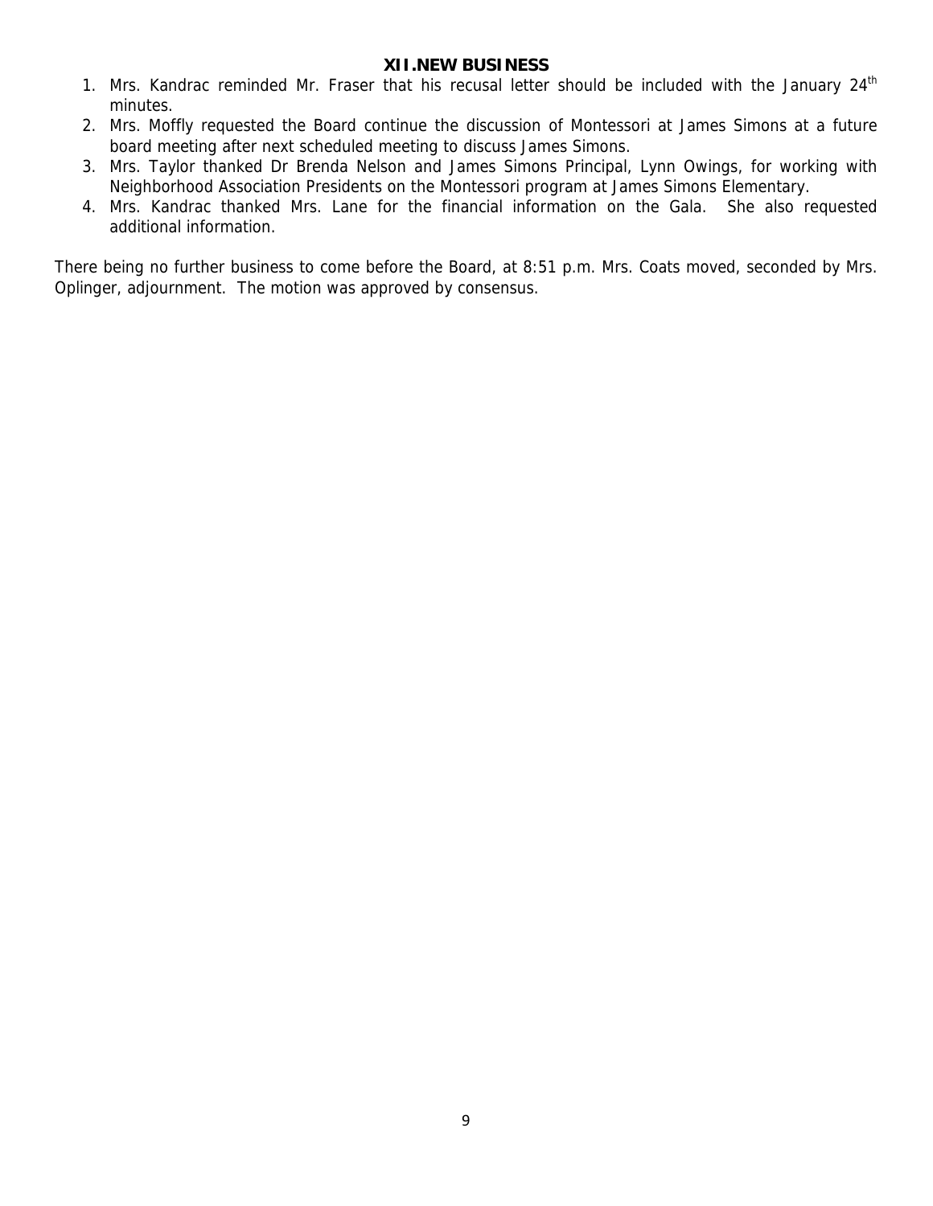## XII.NEW BUSINESS

1. Mrs. Kandrac reminded Mr. Fraser that his recusal letter should be included with the January $24^{th}$ minutes.
2. Mrs. Moffly requested the Board continue the discussion of Montessori at James Simons at a future board meeting after next scheduled meeting to discuss James Simons.
3. Mrs. Taylor thanked Dr Brenda Nelson and James Simons Principal, Lynn Owings, for working with Neighborhood Association Presidents on the Montessori program at James Simons Elementary.
4. Mrs. Kandrac thanked Mrs. Lane for the financial information on the Gala. She also requested additional information.

There being no further business to come before the Board, at 8:51 p.m. Mrs. Coats moved, seconded by Mrs. Oplinger, adjournment. The motion was approved by consensus.